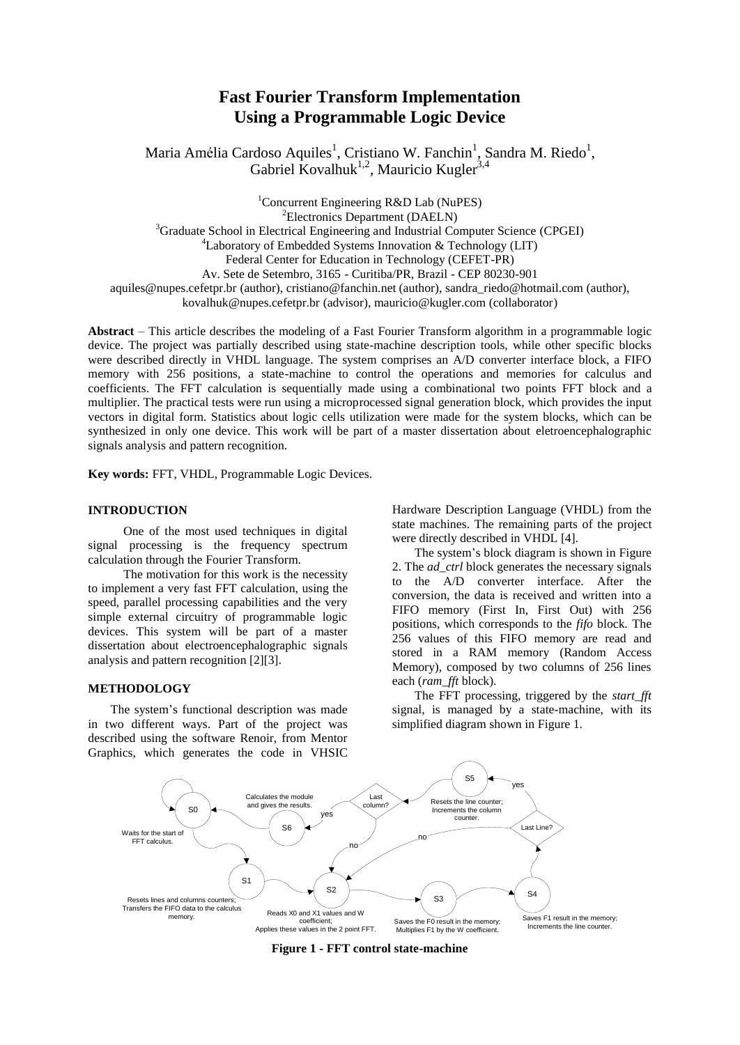# Fast Fourier Transform Implementation Using a Programmable Logic Device

Maria Amélia Cardoso Aquiles[1], Cristiano W. Fanchin[1], Sandra M. Riedo[1], Gabriel Kovalhuk[1,2], Mauricio Kugler[3,4]

[1]Concurrent Engineering R&D Lab (NuPES)
[2]Electronics Department (DAELN)
[3]Graduate School in Electrical Engineering and Industrial Computer Science (CPGEI)
[4]Laboratory of Embedded Systems Innovation & Technology (LIT)
Federal Center for Education in Technology (CEFET-PR)
Av. Sete de Setembro, 3165 - Curitiba/PR, Brazil - CEP 80230-901
aquiles@nupes.cefetpr.br (author), cristiano@fanchin.net (author), sandra_riedo@hotmail.com (author), kovalhuk@nupes.cefetpr.br (advisor), mauricio@kugler.com (collaborator)

**Abstract** – This article describes the modeling of a Fast Fourier Transform algorithm in a programmable logic device. The project was partially described using state-machine description tools, while other specific blocks were described directly in VHDL language. The system comprises an A/D converter interface block, a FIFO memory with 256 positions, a state-machine to control the operations and memories for calculus and coefficients. The FFT calculation is sequentially made using a combinational two points FFT block and a multiplier. The practical tests were run using a microprocessed signal generation block, which provides the input vectors in digital form. Statistics about logic cells utilization were made for the system blocks, which can be synthesized in only one device. This work will be part of a master dissertation about eletroencephalographic signals analysis and pattern recognition.

**Key words:** FFT, VHDL, Programmable Logic Devices.

## INTRODUCTION

One of the most used techniques in digital signal processing is the frequency spectrum calculation through the Fourier Transform.

The motivation for this work is the necessity to implement a very fast FFT calculation, using the speed, parallel processing capabilities and the very simple external circuitry of programmable logic devices. This system will be part of a master dissertation about electroencephalographic signals analysis and pattern recognition [2][3].

## METHODOLOGY

The system's functional description was made in two different ways. Part of the project was described using the software Renoir, from Mentor Graphics, which generates the code in VHSIC Hardware Description Language (VHDL) from the state machines. The remaining parts of the project were directly described in VHDL [4].

The system's block diagram is shown in Figure 2. The *ad_ctrl* block generates the necessary signals to the A/D converter interface. After the conversion, the data is received and written into a FIFO memory (First In, First Out) with 256 positions, which corresponds to the *fifo* block. The 256 values of this FIFO memory are read and stored in a RAM memory (Random Access Memory), composed by two columns of 256 lines each (*ram_fft* block).

The FFT processing, triggered by the *start_fft* signal, is managed by a state-machine, with its simplified diagram shown in Figure 1.

S0: Waits for the start of FFT calculus.
S1: Resets lines and columns counters; Transfers the FIFO data to the calculus memory.
S2: Reads X0 and X1 values and W coefficient; Applies these values in the 2 point FFT.
S3: Saves the F0 result in the memory; Multiplies F1 by the W coefficient.
S4: Saves F1 result in the memory; Increments the line counter.
Last Line? — no: S2; yes: S5
S5: Resets the line counter; Increments the column counter.
Last column? — no: S2; yes: S6
S6: Calculates the module and gives the results.

**Figure 1 - FFT control state-machine**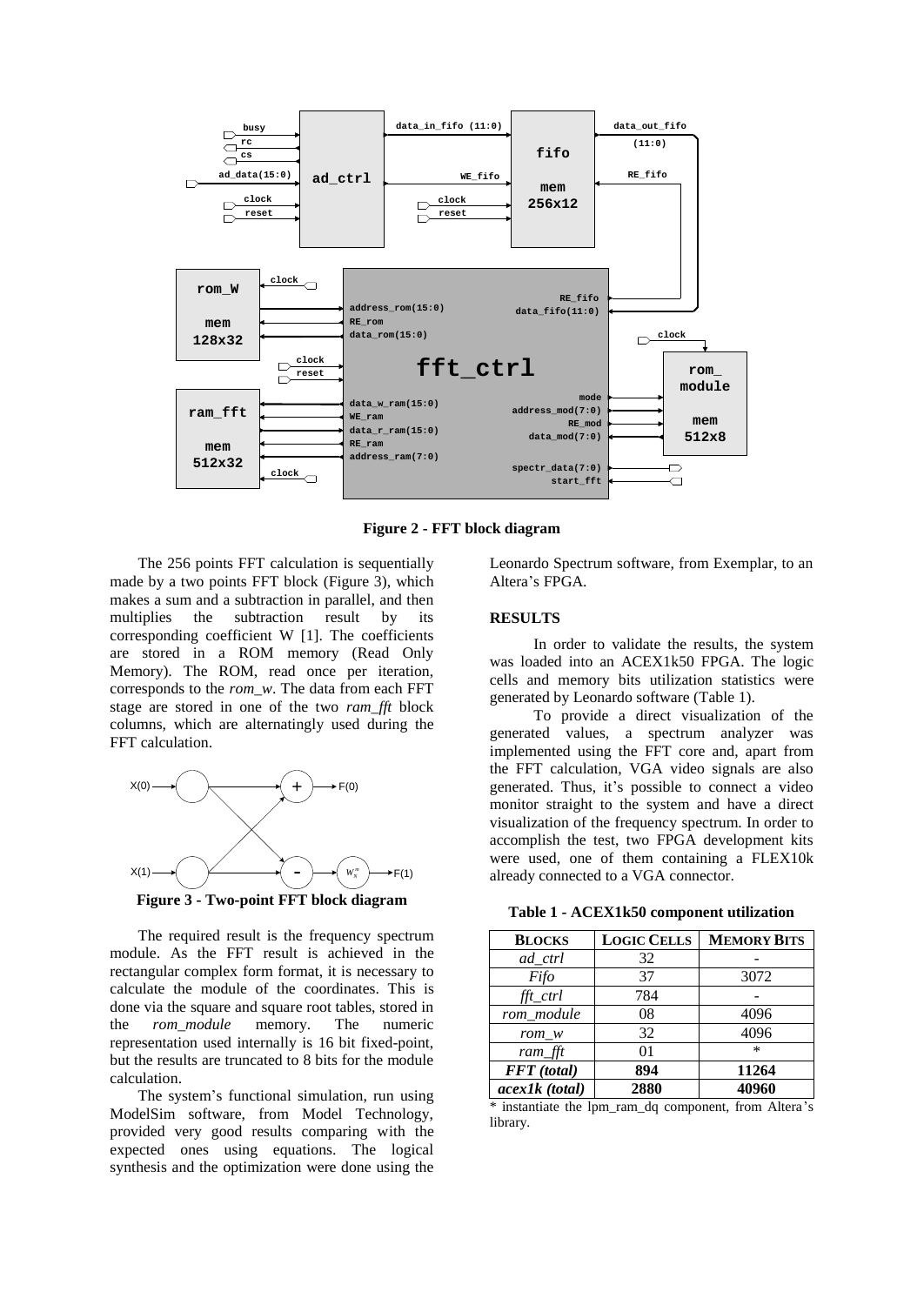Figure 2 - FFT block diagram

The 256 points FFT calculation is sequentially made by a two points FFT block (Figure 3), which makes a sum and a subtraction in parallel, and then multiplies the subtraction result by its corresponding coefficient W [1]. The coefficients are stored in a ROM memory (Read Only Memory). The ROM, read once per iteration, corresponds to the *rom_w*. The data from each FFT stage are stored in one of the two *ram_fft* block columns, which are alternatingly used during the FFT calculation.

Figure 3 - Two-point FFT block diagram

The required result is the frequency spectrum module. As the FFT result is achieved in the rectangular complex form format, it is necessary to calculate the module of the coordinates. This is done via the square and square root tables, stored in the *rom_module* memory. The numeric representation used internally is 16 bit fixed-point, but the results are truncated to 8 bits for the module calculation.

The system's functional simulation, run using ModelSim software, from Model Technology, provided very good results comparing with the expected ones using equations. The logical synthesis and the optimization were done using the Leonardo Spectrum software, from Exemplar, to an Altera's FPGA.

## RESULTS

In order to validate the results, the system was loaded into an ACEX1k50 FPGA. The logic cells and memory bits utilization statistics were generated by Leonardo software (Table 1).

To provide a direct visualization of the generated values, a spectrum analyzer was implemented using the FFT core and, apart from the FFT calculation, VGA video signals are also generated. Thus, it's possible to connect a video monitor straight to the system and have a direct visualization of the frequency spectrum. In order to accomplish the test, two FPGA development kits were used, one of them containing a FLEX10k already connected to a VGA connector.

**Table 1 - ACEX1k50 component utilization**

| BLOCKS | LOGIC CELLS | MEMORY BITS |
|---|---|---|
| *ad_ctrl* | 32 | - |
| *Fifo* | 37 | 3072 |
| *fft_ctrl* | 784 | - |
| *rom_module* | 08 | 4096 |
| *rom_w* | 32 | 4096 |
| *ram_fft* | 01 | * |
| ***FFT (total)*** | **894** | **11264** |
| ***acex1k (total)*** | **2880** | **40960** |

* instantiate the lpm_ram_dq component, from Altera's library.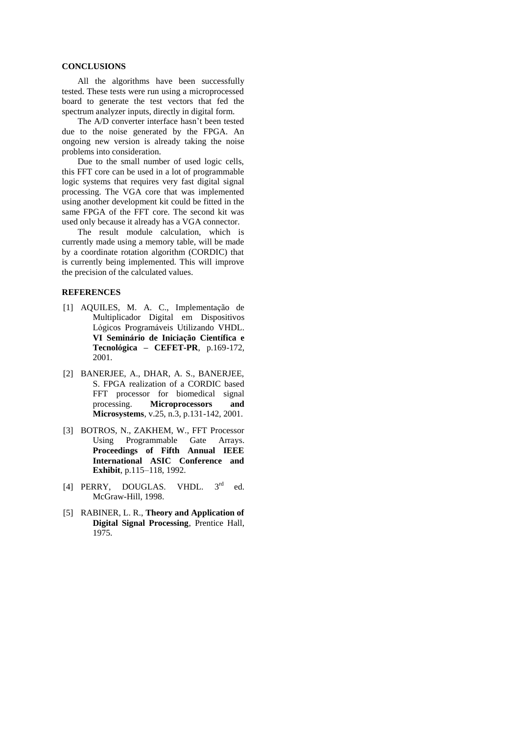## CONCLUSIONS

All the algorithms have been successfully tested. These tests were run using a microprocessed board to generate the test vectors that fed the spectrum analyzer inputs, directly in digital form.

The A/D converter interface hasn't been tested due to the noise generated by the FPGA. An ongoing new version is already taking the noise problems into consideration.

Due to the small number of used logic cells, this FFT core can be used in a lot of programmable logic systems that requires very fast digital signal processing. The VGA core that was implemented using another development kit could be fitted in the same FPGA of the FFT core. The second kit was used only because it already has a VGA connector.

The result module calculation, which is currently made using a memory table, will be made by a coordinate rotation algorithm (CORDIC) that is currently being implemented. This will improve the precision of the calculated values.

## REFERENCES

[1] AQUILES, M. A. C., Implementação de Multiplicador Digital em Dispositivos Lógicos Programáveis Utilizando VHDL. **VI Seminário de Iniciação Científica e Tecnológica – CEFET-PR**, p.169-172, 2001.

[2] BANERJEE, A., DHAR, A. S., BANERJEE, S. FPGA realization of a CORDIC based FFT processor for biomedical signal processing. **Microprocessors and Microsystems**, v.25, n.3, p.131-142, 2001.

[3] BOTROS, N., ZAKHEM, W., FFT Processor Using Programmable Gate Arrays. **Proceedings of Fifth Annual IEEE International ASIC Conference and Exhibit**, p.115–118, 1992.

[4] PERRY, DOUGLAS. VHDL. 3rd ed. McGraw-Hill, 1998.

[5] RABINER, L. R., **Theory and Application of Digital Signal Processing**, Prentice Hall, 1975.